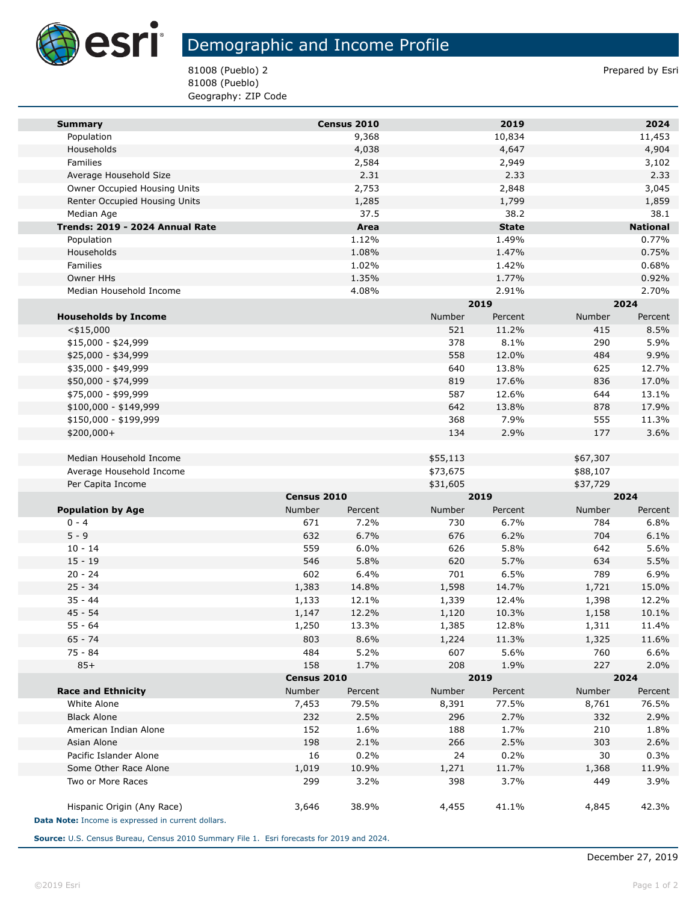# Demographic and Income Profile

81008 (Pueblo) 2
81008 (Pueblo)
Geography: ZIP Code

Prepared by Esri

| Summary | Census 2010 | 2019 | 2024 |
|---|---|---|---|
| Population | 9,368 | 10,834 | 11,453 |
| Households | 4,038 | 4,647 | 4,904 |
| Families | 2,584 | 2,949 | 3,102 |
| Average Household Size | 2.31 | 2.33 | 2.33 |
| Owner Occupied Housing Units | 2,753 | 2,848 | 3,045 |
| Renter Occupied Housing Units | 1,285 | 1,799 | 1,859 |
| Median Age | 37.5 | 38.2 | 38.1 |

| Trends: 2019 - 2024 Annual Rate | Area | State | National |
|---|---|---|---|
| Population | 1.12% | 1.49% | 0.77% |
| Households | 1.08% | 1.47% | 0.75% |
| Families | 1.02% | 1.42% | 0.68% |
| Owner HHs | 1.35% | 1.77% | 0.92% |
| Median Household Income | 4.08% | 2.91% | 2.70% |

| | 2019 | | 2024 | |
|---|---|---|---|---|
| **Households by Income** | Number | Percent | Number | Percent |
| <$15,000 | 521 | 11.2% | 415 | 8.5% |
| $15,000 - $24,999 | 378 | 8.1% | 290 | 5.9% |
| $25,000 - $34,999 | 558 | 12.0% | 484 | 9.9% |
| $35,000 - $49,999 | 640 | 13.8% | 625 | 12.7% |
| $50,000 - $74,999 | 819 | 17.6% | 836 | 17.0% |
| $75,000 - $99,999 | 587 | 12.6% | 644 | 13.1% |
| $100,000 - $149,999 | 642 | 13.8% | 878 | 17.9% |
| $150,000 - $199,999 | 368 | 7.9% | 555 | 11.3% |
| $200,000+ | 134 | 2.9% | 177 | 3.6% |
| | | | | |
| Median Household Income | $55,113 | | $67,307 | |
| Average Household Income | $73,675 | | $88,107 | |
| Per Capita Income | $31,605 | | $37,729 | |

| | Census 2010 | | 2019 | | 2024 | |
|---|---|---|---|---|---|---|
| **Population by Age** | Number | Percent | Number | Percent | Number | Percent |
| 0 - 4 | 671 | 7.2% | 730 | 6.7% | 784 | 6.8% |
| 5 - 9 | 632 | 6.7% | 676 | 6.2% | 704 | 6.1% |
| 10 - 14 | 559 | 6.0% | 626 | 5.8% | 642 | 5.6% |
| 15 - 19 | 546 | 5.8% | 620 | 5.7% | 634 | 5.5% |
| 20 - 24 | 602 | 6.4% | 701 | 6.5% | 789 | 6.9% |
| 25 - 34 | 1,383 | 14.8% | 1,598 | 14.7% | 1,721 | 15.0% |
| 35 - 44 | 1,133 | 12.1% | 1,339 | 12.4% | 1,398 | 12.2% |
| 45 - 54 | 1,147 | 12.2% | 1,120 | 10.3% | 1,158 | 10.1% |
| 55 - 64 | 1,250 | 13.3% | 1,385 | 12.8% | 1,311 | 11.4% |
| 65 - 74 | 803 | 8.6% | 1,224 | 11.3% | 1,325 | 11.6% |
| 75 - 84 | 484 | 5.2% | 607 | 5.6% | 760 | 6.6% |
| 85+ | 158 | 1.7% | 208 | 1.9% | 227 | 2.0% |

| | Census 2010 | | 2019 | | 2024 | |
|---|---|---|---|---|---|---|
| **Race and Ethnicity** | Number | Percent | Number | Percent | Number | Percent |
| White Alone | 7,453 | 79.5% | 8,391 | 77.5% | 8,761 | 76.5% |
| Black Alone | 232 | 2.5% | 296 | 2.7% | 332 | 2.9% |
| American Indian Alone | 152 | 1.6% | 188 | 1.7% | 210 | 1.8% |
| Asian Alone | 198 | 2.1% | 266 | 2.5% | 303 | 2.6% |
| Pacific Islander Alone | 16 | 0.2% | 24 | 0.2% | 30 | 0.3% |
| Some Other Race Alone | 1,019 | 10.9% | 1,271 | 11.7% | 1,368 | 11.9% |
| Two or More Races | 299 | 3.2% | 398 | 3.7% | 449 | 3.9% |
| | | | | | | |
| Hispanic Origin (Any Race) | 3,646 | 38.9% | 4,455 | 41.1% | 4,845 | 42.3% |

**Data Note:** Income is expressed in current dollars.

**Source:** U.S. Census Bureau, Census 2010 Summary File 1. Esri forecasts for 2019 and 2024.

December 27, 2019

©2019 Esri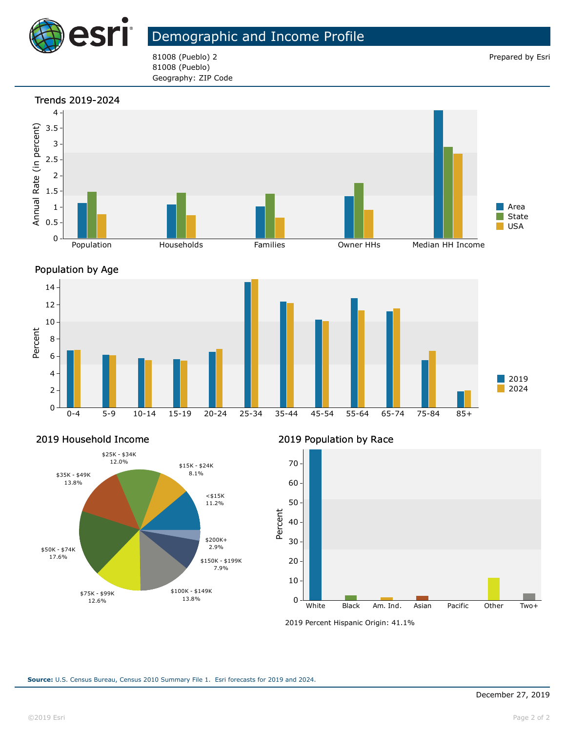# Demographic and Income Profile

81008 (Pueblo) 2
81008 (Pueblo)
Geography: ZIP Code

Prepared by Esri

## Trends 2019-2024

Annual Rate (in percent)

4
3.5
3
2.5
2
1.5
1
0.5
0

Population
Households
Families
Owner HHs
Median HH Income

Area
State
USA

## Population by Age

Percent

14
12
10
8
6
4
2
0

0-4
5-9
10-14
15-19
20-24
25-34
35-44
45-54
55-64
65-74
75-84
85+

2019
2024

## 2019 Household Income

$25K - $34K
12.0%

$15K - $24K
8.1%

$35K - $49K
13.8%

<$15K
11.2%

$200K+
2.9%

$50K - $74K
17.6%

$150K - $199K
7.9%

$75K - $99K
12.6%

$100K - $149K
13.8%

## 2019 Population by Race

Percent

70
60
50
40
30
20
10
0

White
Black
Am. Ind.
Asian
Pacific
Other
Two+

2019 Percent Hispanic Origin: 41.1%

**Source:** U.S. Census Bureau, Census 2010 Summary File 1. Esri forecasts for 2019 and 2024.

December 27, 2019

©2019 Esri